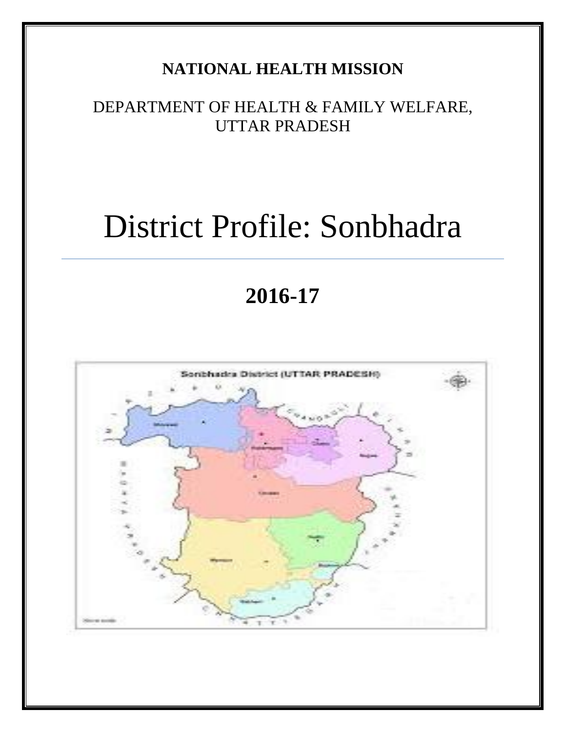**NATIONAL HEALTH MISSION**

DEPARTMENT OF HEALTH & FAMILY WELFARE, UTTAR PRADESH

# District Profile: Sonbhadra

## 2016-17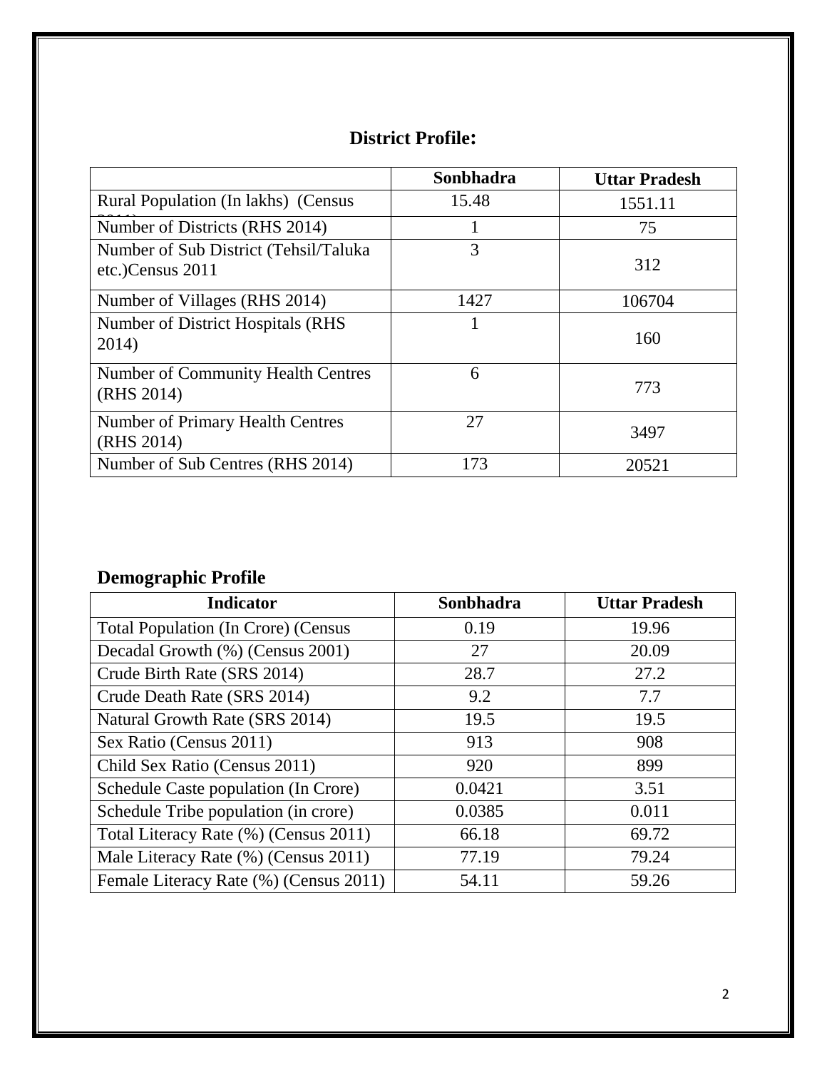## District Profile:

| | Sonbhadra | Uttar Pradesh |
|---|---|---|
| Rural Population (In lakhs) (Census 2011) | 15.48 | 1551.11 |
| Number of Districts (RHS 2014) | 1 | 75 |
| Number of Sub District (Tehsil/Taluka etc.)Census 2011 | 3 | 312 |
| Number of Villages (RHS 2014) | 1427 | 106704 |
| Number of District Hospitals (RHS 2014) | 1 | 160 |
| Number of Community Health Centres (RHS 2014) | 6 | 773 |
| Number of Primary Health Centres (RHS 2014) | 27 | 3497 |
| Number of Sub Centres (RHS 2014) | 173 | 20521 |

## Demographic Profile

| Indicator | Sonbhadra | Uttar Pradesh |
|---|---|---|
| Total Population (In Crore) (Census | 0.19 | 19.96 |
| Decadal Growth (%) (Census 2001) | 27 | 20.09 |
| Crude Birth Rate (SRS 2014) | 28.7 | 27.2 |
| Crude Death Rate (SRS 2014) | 9.2 | 7.7 |
| Natural Growth Rate (SRS 2014) | 19.5 | 19.5 |
| Sex Ratio (Census 2011) | 913 | 908 |
| Child Sex Ratio (Census 2011) | 920 | 899 |
| Schedule Caste population (In Crore) | 0.0421 | 3.51 |
| Schedule Tribe population (in crore) | 0.0385 | 0.011 |
| Total Literacy Rate (%) (Census 2011) | 66.18 | 69.72 |
| Male Literacy Rate (%) (Census 2011) | 77.19 | 79.24 |
| Female Literacy Rate (%) (Census 2011) | 54.11 | 59.26 |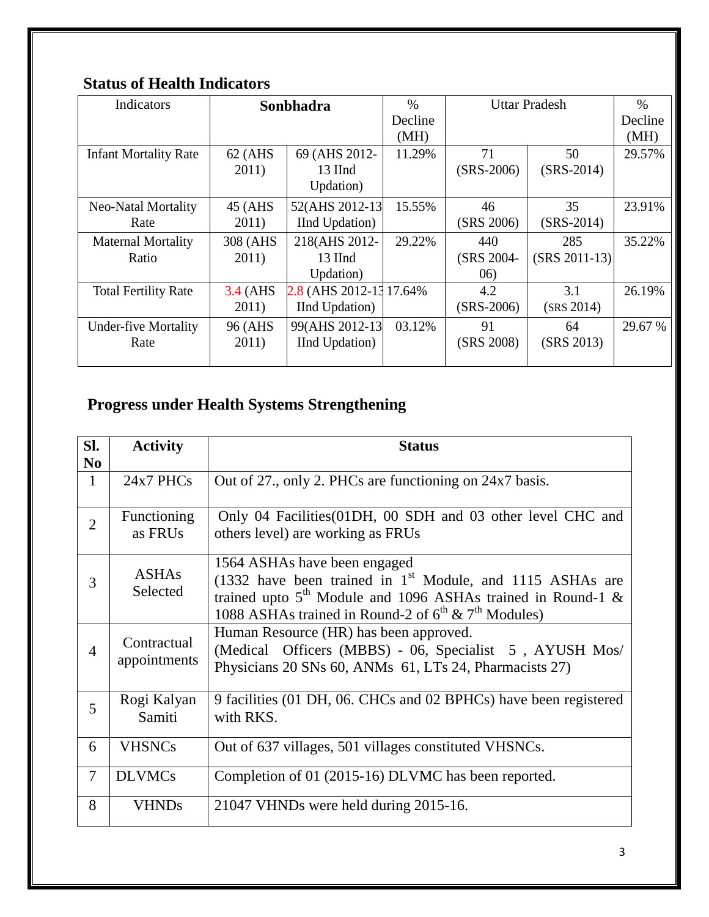## Status of Health Indicators

| Indicators | Sonbhadra | | % Decline (MH) | Uttar Pradesh | | % Decline (MH) |
|---|---|---|---|---|---|---|
| Infant Mortality Rate | 62 (AHS 2011) | 69 (AHS 2012-13 IInd Updation) | 11.29% | 71 (SRS-2006) | 50 (SRS-2014) | 29.57% |
| Neo-Natal Mortality Rate | 45 (AHS 2011) | 52(AHS 2012-13 IInd Updation) | 15.55% | 46 (SRS 2006) | 35 (SRS-2014) | 23.91% |
| Maternal Mortality Ratio | 308 (AHS 2011) | 218(AHS 2012-13 IInd Updation) | 29.22% | 440 (SRS 2004-06) | 285 (SRS 2011-13) | 35.22% |
| Total Fertility Rate | 3.4 (AHS 2011) | 2.8 (AHS 2012-13 IInd Updation) | 17.64% | 4.2 (SRS-2006) | 3.1 (SRS 2014) | 26.19% |
| Under-five Mortality Rate | 96 (AHS 2011) | 99(AHS 2012-13 IInd Updation) | 03.12% | 91 (SRS 2008) | 64 (SRS 2013) | 29.67 % |

## Progress under Health Systems Strengthening

| Sl. No | Activity | Status |
|---|---|---|
| 1 | 24x7 PHCs | Out of 27., only 2. PHCs are functioning on 24x7 basis. |
| 2 | Functioning as FRUs | Only 04 Facilities(01DH, 00 SDH and 03 other level CHC and others level) are working as FRUs |
| 3 | ASHAs Selected | 1564 ASHAs have been engaged (1332 have been trained in 1st Module, and 1115 ASHAs are trained upto 5th Module and 1096 ASHAs trained in Round-1 & 1088 ASHAs trained in Round-2 of 6th & 7th Modules) |
| 4 | Contractual appointments | Human Resource (HR) has been approved. (Medical Officers (MBBS) - 06, Specialist 5 , AYUSH Mos/ Physicians 20 SNs 60, ANMs 61, LTs 24, Pharmacists 27) |
| 5 | Rogi Kalyan Samiti | 9 facilities (01 DH, 06. CHCs and 02 BPHCs) have been registered with RKS. |
| 6 | VHSNCs | Out of 637 villages, 501 villages constituted VHSNCs. |
| 7 | DLVMCs | Completion of 01 (2015-16) DLVMC has been reported. |
| 8 | VHNDs | 21047 VHNDs were held during 2015-16. |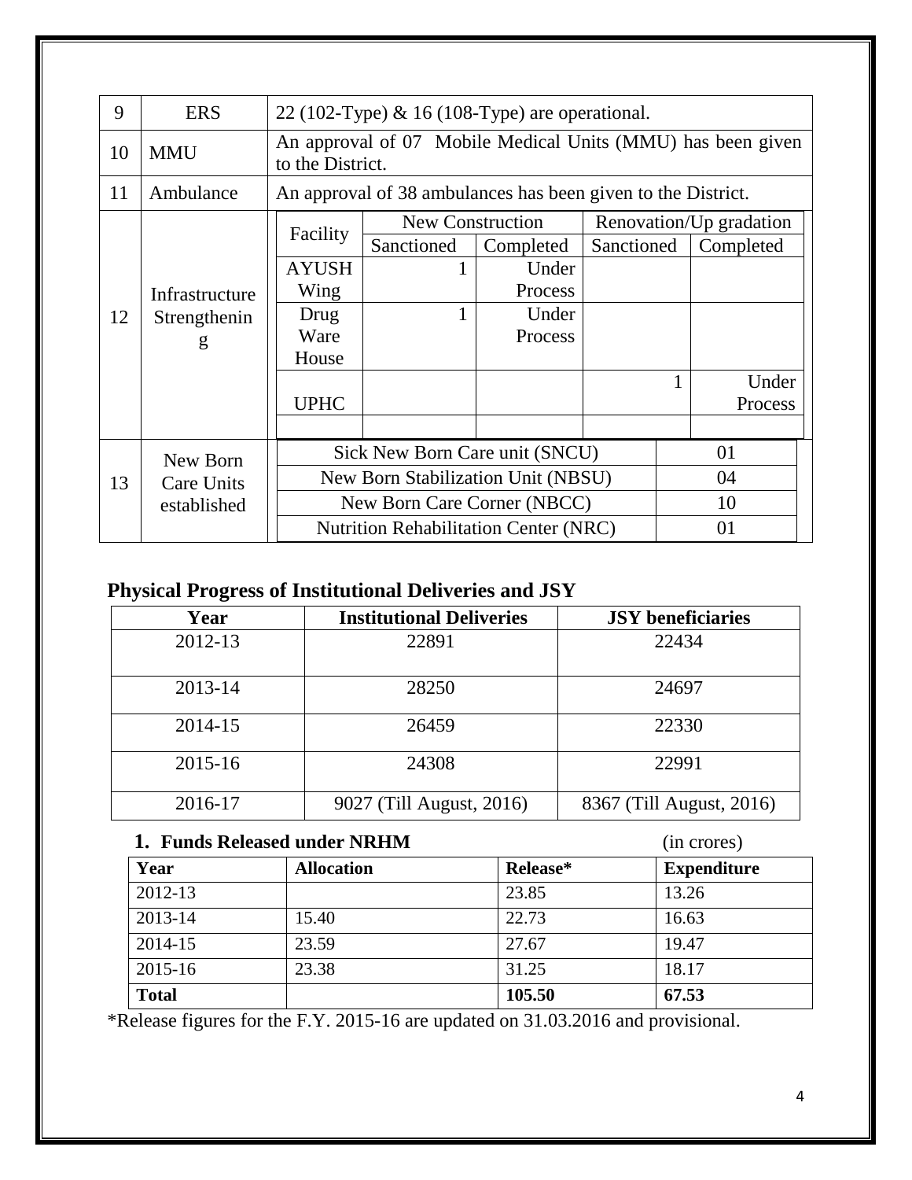| 9 | ERS | 22 (102-Type) & 16 (108-Type) are operational. |
|---|---|---|
| 10 | MMU | An approval of 07 Mobile Medical Units (MMU) has been given to the District. |
| 11 | Ambulance | An approval of 38 ambulances has been given to the District. |

**12. Infrastructure Strengthening**

| Facility | New Construction | | Renovation/Up gradation | |
|---|---|---|---|---|
| | Sanctioned | Completed | Sanctioned | Completed |
| AYUSH Wing | 1 | Under Process | | |
| Drug Ware House | 1 | Under Process | | |
| UPHC | | | 1 | Under Process |
| | | | | |

**13. New Born Care Units established**

| Unit | Number |
|---|---|
| Sick New Born Care unit (SNCU) | 01 |
| New Born Stabilization Unit (NBSU) | 04 |
| New Born Care Corner (NBCC) | 10 |
| Nutrition Rehabilitation Center (NRC) | 01 |

## Physical Progress of Institutional Deliveries and JSY

| Year | Institutional Deliveries | JSY beneficiaries |
|---|---|---|
| 2012-13 | 22891 | 22434 |
| 2013-14 | 28250 | 24697 |
| 2014-15 | 26459 | 22330 |
| 2015-16 | 24308 | 22991 |
| 2016-17 | 9027 (Till August, 2016) | 8367 (Till August, 2016) |

### 1. Funds Released under NRHM (in crores)

| Year | Allocation | Release* | Expenditure |
|---|---|---|---|
| 2012-13 | | 23.85 | 13.26 |
| 2013-14 | 15.40 | 22.73 | 16.63 |
| 2014-15 | 23.59 | 27.67 | 19.47 |
| 2015-16 | 23.38 | 31.25 | 18.17 |
| **Total** | | **105.50** | **67.53** |

*Release figures for the F.Y. 2015-16 are updated on 31.03.2016 and provisional.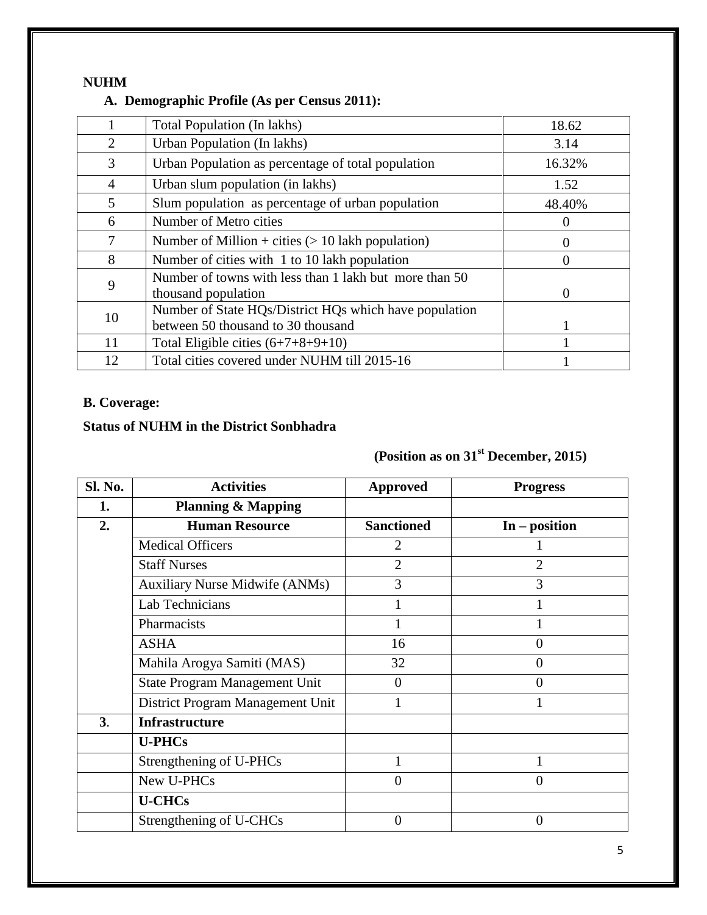**NUHM**

### A. Demographic Profile (As per Census 2011):

| | | |
|---|---|---|
| 1 | Total Population (In lakhs) | 18.62 |
| 2 | Urban Population (In lakhs) | 3.14 |
| 3 | Urban Population as percentage of total population | 16.32% |
| 4 | Urban slum population (in lakhs) | 1.52 |
| 5 | Slum population as percentage of urban population | 48.40% |
| 6 | Number of Metro cities | 0 |
| 7 | Number of Million + cities (> 10 lakh population) | 0 |
| 8 | Number of cities with 1 to 10 lakh population | 0 |
| 9 | Number of towns with less than 1 lakh but more than 50 thousand population | 0 |
| 10 | Number of State HQs/District HQs which have population between 50 thousand to 30 thousand | 1 |
| 11 | Total Eligible cities (6+7+8+9+10) | 1 |
| 12 | Total cities covered under NUHM till 2015-16 | 1 |

**B. Coverage:**

**Status of NUHM in the District Sonbhadra**

**(Position as on 31st December, 2015)**

| Sl. No. | Activities | Approved | Progress |
|---|---|---|---|
| **1.** | **Planning & Mapping** | | |
| **2.** | **Human Resource** | **Sanctioned** | **In – position** |
| | Medical Officers | 2 | 1 |
| | Staff Nurses | 2 | 2 |
| | Auxiliary Nurse Midwife (ANMs) | 3 | 3 |
| | Lab Technicians | 1 | 1 |
| | Pharmacists | 1 | 1 |
| | ASHA | 16 | 0 |
| | Mahila Arogya Samiti (MAS) | 32 | 0 |
| | State Program Management Unit | 0 | 0 |
| | District Program Management Unit | 1 | 1 |
| **3**. | **Infrastructure** | | |
| | **U-PHCs** | | |
| | Strengthening of U-PHCs | 1 | 1 |
| | New U-PHCs | 0 | 0 |
| | **U-CHCs** | | |
| | Strengthening of U-CHCs | 0 | 0 |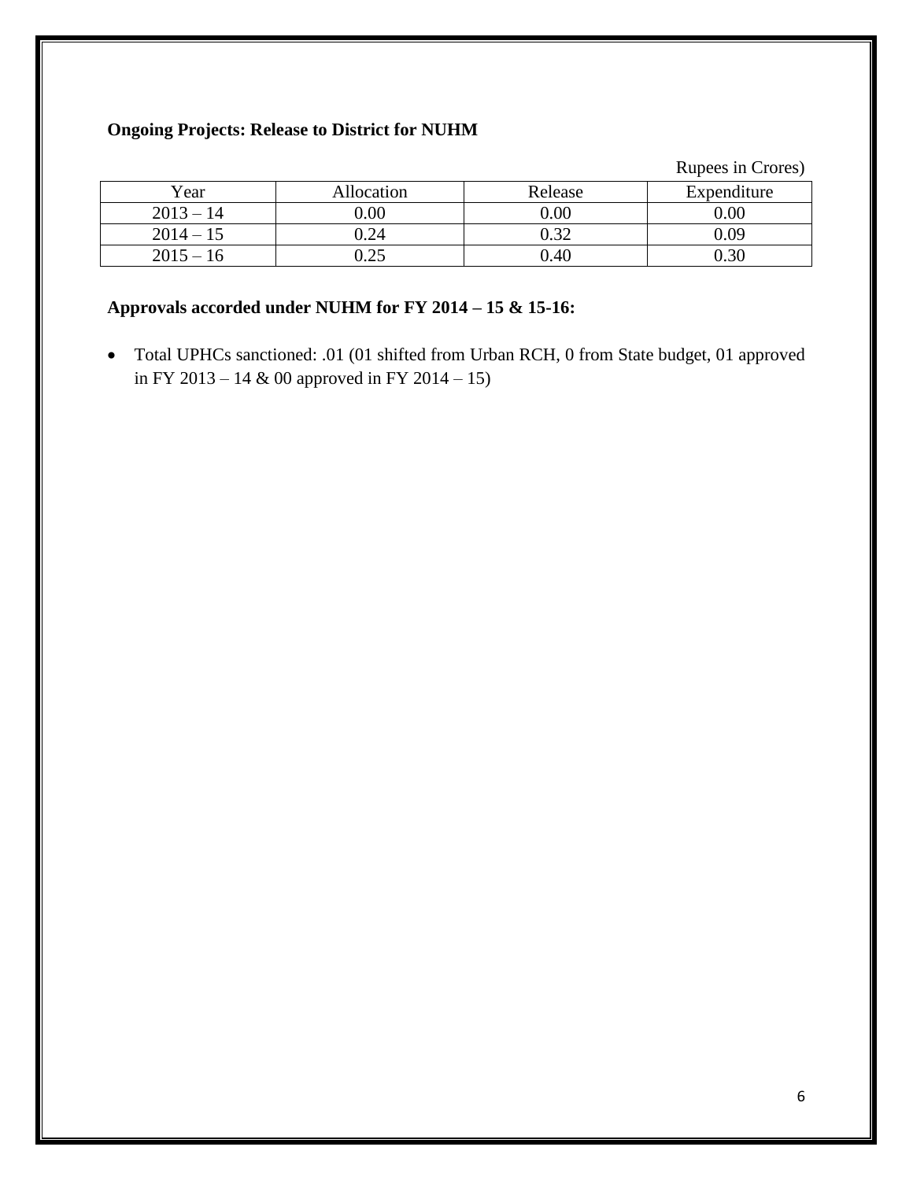**Ongoing Projects: Release to District for NUHM**

Rupees in Crores)

| Year | Allocation | Release | Expenditure |
|---|---|---|---|
| 2013 – 14 | 0.00 | 0.00 | 0.00 |
| 2014 – 15 | 0.24 | 0.32 | 0.09 |
| 2015 – 16 | 0.25 | 0.40 | 0.30 |

**Approvals accorded under NUHM for FY 2014 – 15 & 15-16:**

- Total UPHCs sanctioned: .01 (01 shifted from Urban RCH, 0 from State budget, 01 approved in FY 2013 – 14 & 00 approved in FY 2014 – 15)